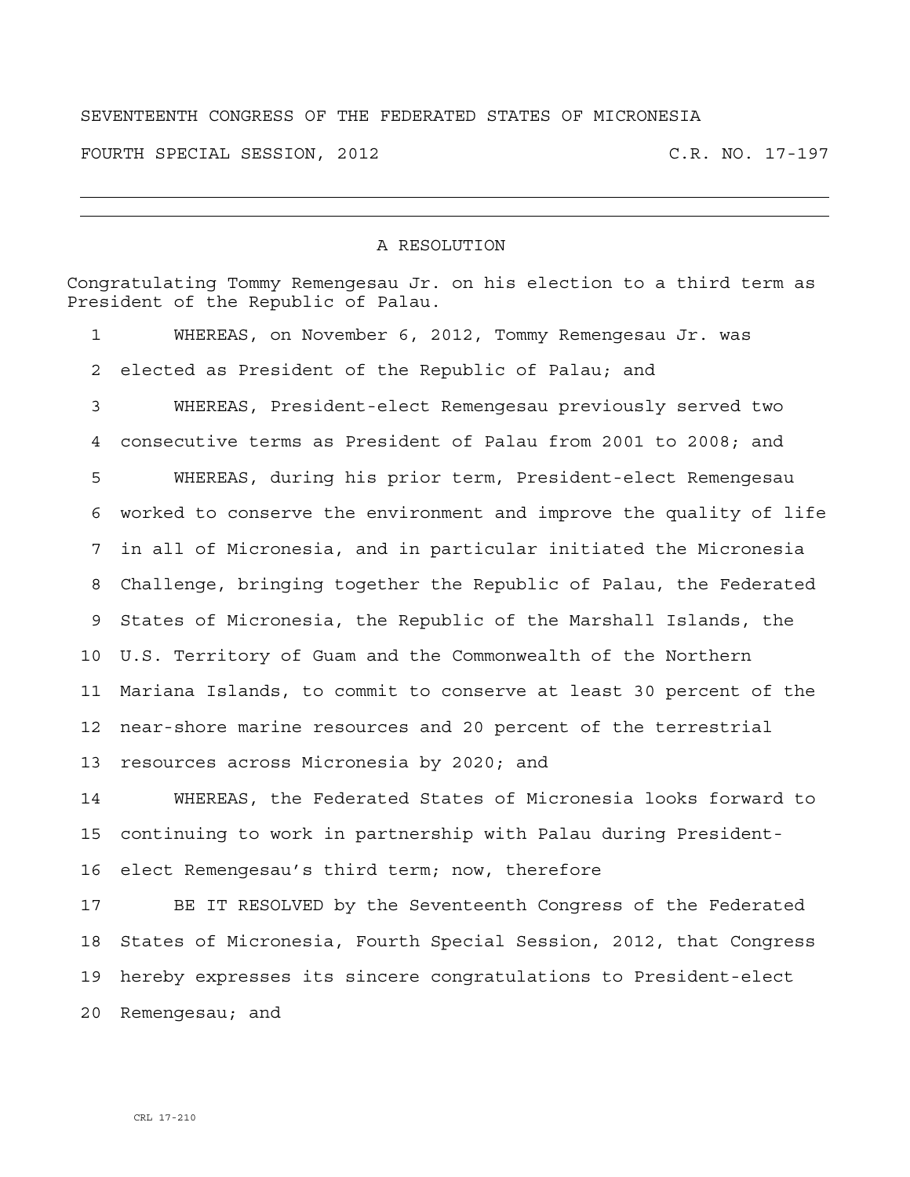SEVENTEENTH CONGRESS OF THE FEDERATED STATES OF MICRONESIA

FOURTH SPECIAL SESSION, 2012 C.R. NO. 17-197

---

# A RESOLUTION

Congratulating Tommy Remengesau Jr. on his election to a third term as President of the Republic of Palau.

1 WHEREAS, on November 6, 2012, Tommy Remengesau Jr. was
2 elected as President of the Republic of Palau; and
3 WHEREAS, President-elect Remengesau previously served two
4 consecutive terms as President of Palau from 2001 to 2008; and
5 WHEREAS, during his prior term, President-elect Remengesau
6 worked to conserve the environment and improve the quality of life
7 in all of Micronesia, and in particular initiated the Micronesia
8 Challenge, bringing together the Republic of Palau, the Federated
9 States of Micronesia, the Republic of the Marshall Islands, the
10 U.S. Territory of Guam and the Commonwealth of the Northern
11 Mariana Islands, to commit to conserve at least 30 percent of the
12 near-shore marine resources and 20 percent of the terrestrial
13 resources across Micronesia by 2020; and
14 WHEREAS, the Federated States of Micronesia looks forward to
15 continuing to work in partnership with Palau during President-
16 elect Remengesau's third term; now, therefore
17 BE IT RESOLVED by the Seventeenth Congress of the Federated
18 States of Micronesia, Fourth Special Session, 2012, that Congress
19 hereby expresses its sincere congratulations to President-elect
20 Remengesau; and

CRL 17-210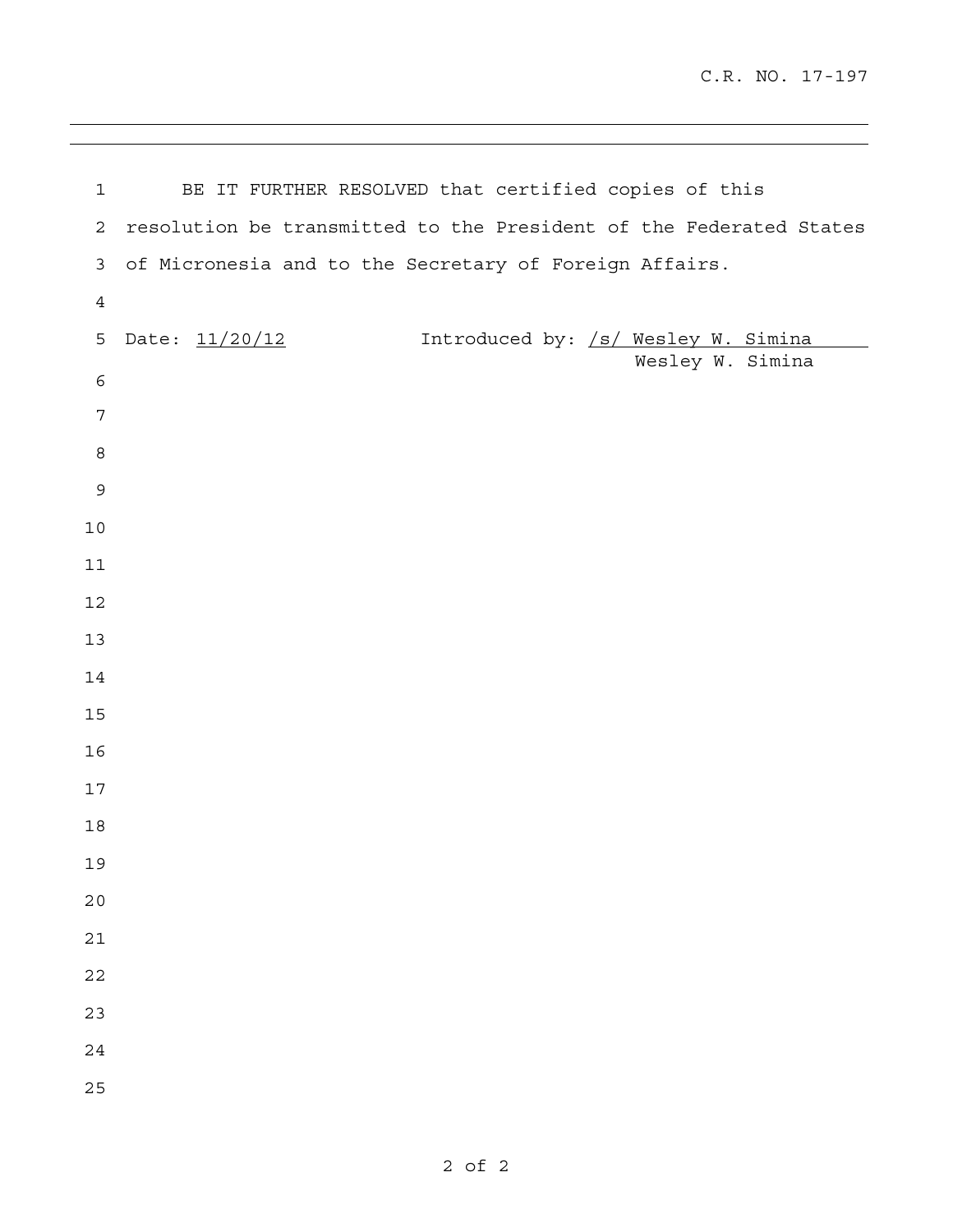BE IT FURTHER RESOLVED that certified copies of this resolution be transmitted to the President of the Federated States of Micronesia and to the Secretary of Foreign Affairs.

Date: 11/20/12

Introduced by: /s/ Wesley W. Simina
Wesley W. Simina